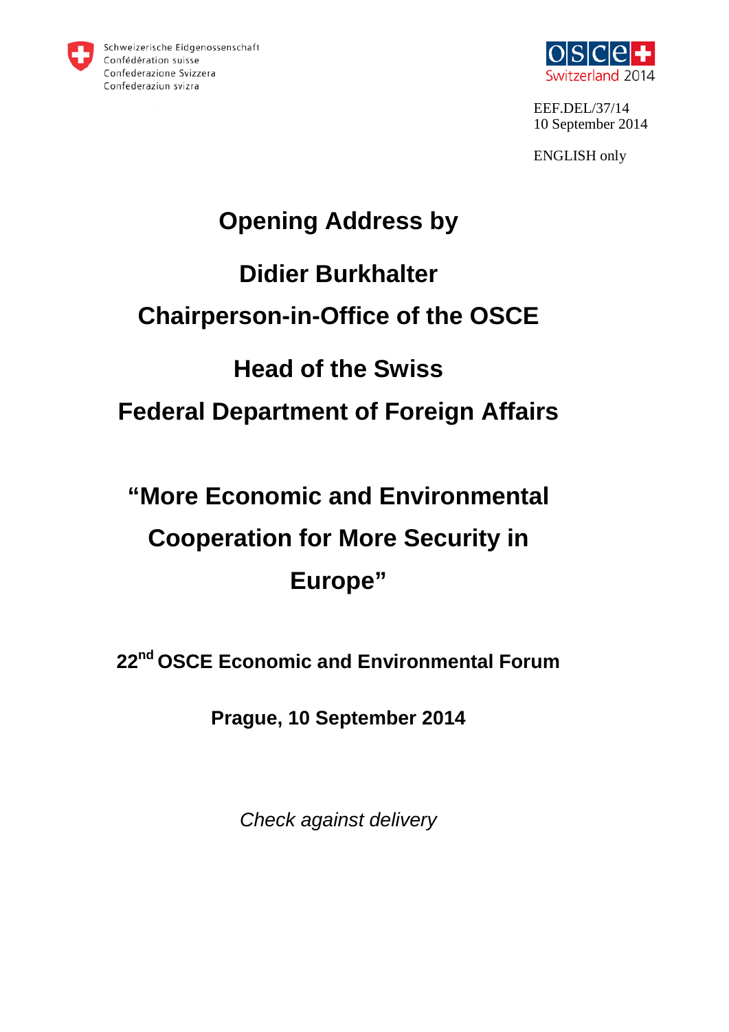Schweizerische Eidgenossenschaft
Confédération suisse
Confederazione Svizzera
Confederaziun svizra

OSCE Switzerland 2014

EEF.DEL/37/14
10 September 2014

ENGLISH only

# Opening Address by

# Didier Burkhalter

# Chairperson-in-Office of the OSCE

# Head of the Swiss Federal Department of Foreign Affairs

# "More Economic and Environmental Cooperation for More Security in Europe"

**22nd OSCE Economic and Environmental Forum**

**Prague, 10 September 2014**

*Check against delivery*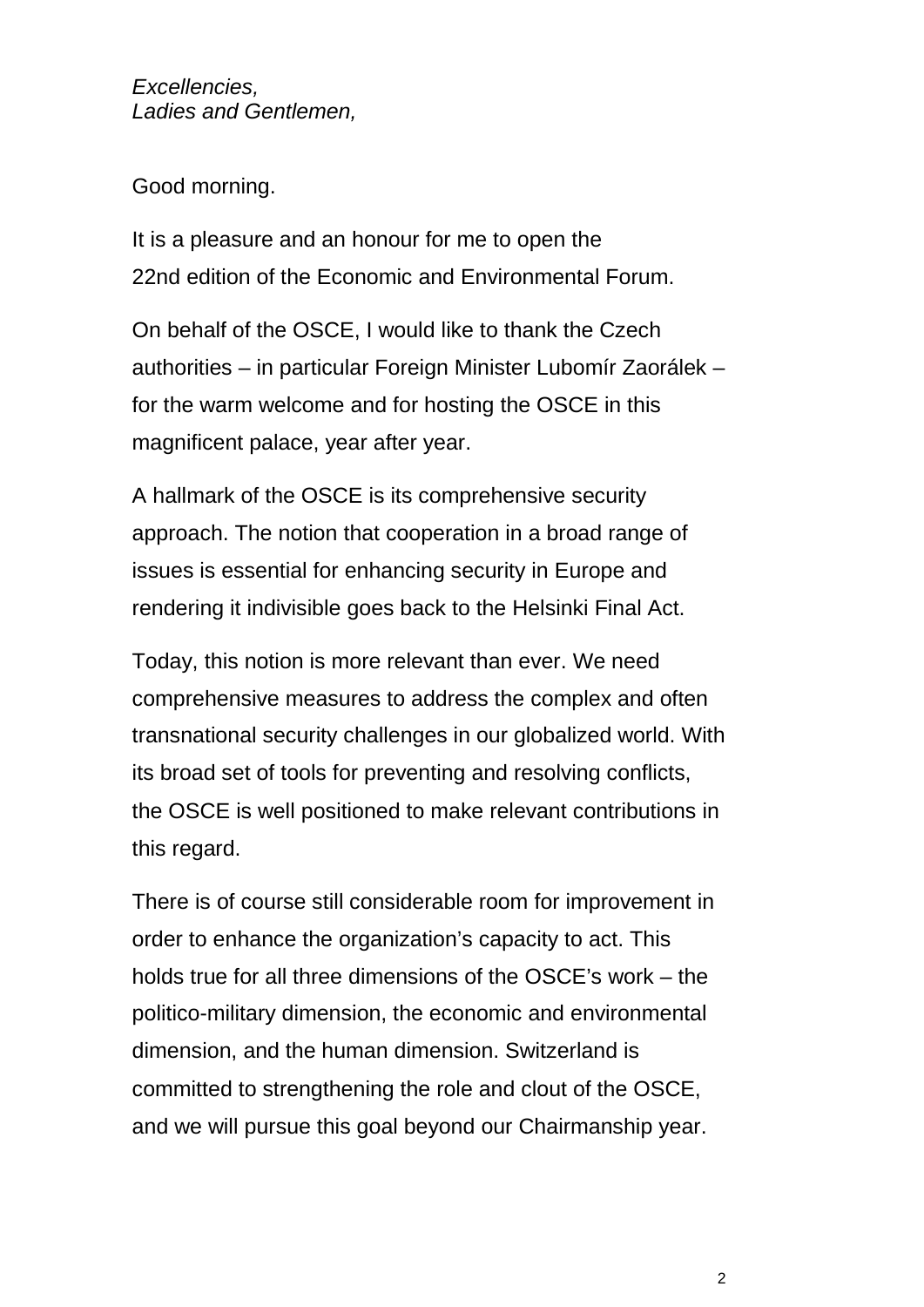*Excellencies,*
*Ladies and Gentlemen,*

Good morning.

It is a pleasure and an honour for me to open the 22nd edition of the Economic and Environmental Forum.

On behalf of the OSCE, I would like to thank the Czech authorities – in particular Foreign Minister Lubomír Zaorálek – for the warm welcome and for hosting the OSCE in this magnificent palace, year after year.

A hallmark of the OSCE is its comprehensive security approach. The notion that cooperation in a broad range of issues is essential for enhancing security in Europe and rendering it indivisible goes back to the Helsinki Final Act.

Today, this notion is more relevant than ever. We need comprehensive measures to address the complex and often transnational security challenges in our globalized world. With its broad set of tools for preventing and resolving conflicts, the OSCE is well positioned to make relevant contributions in this regard.

There is of course still considerable room for improvement in order to enhance the organization's capacity to act. This holds true for all three dimensions of the OSCE's work – the politico-military dimension, the economic and environmental dimension, and the human dimension. Switzerland is committed to strengthening the role and clout of the OSCE, and we will pursue this goal beyond our Chairmanship year.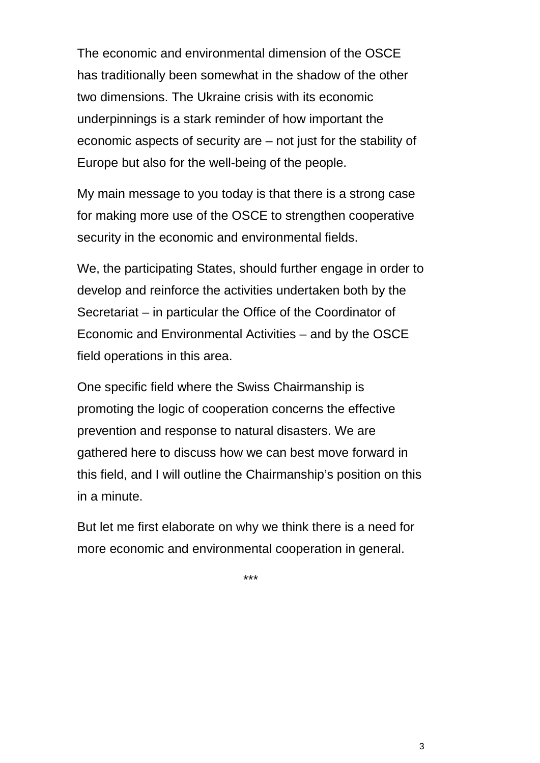The economic and environmental dimension of the OSCE has traditionally been somewhat in the shadow of the other two dimensions. The Ukraine crisis with its economic underpinnings is a stark reminder of how important the economic aspects of security are – not just for the stability of Europe but also for the well-being of the people.

My main message to you today is that there is a strong case for making more use of the OSCE to strengthen cooperative security in the economic and environmental fields.

We, the participating States, should further engage in order to develop and reinforce the activities undertaken both by the Secretariat – in particular the Office of the Coordinator of Economic and Environmental Activities – and by the OSCE field operations in this area.

One specific field where the Swiss Chairmanship is promoting the logic of cooperation concerns the effective prevention and response to natural disasters. We are gathered here to discuss how we can best move forward in this field, and I will outline the Chairmanship's position on this in a minute.

But let me first elaborate on why we think there is a need for more economic and environmental cooperation in general.

***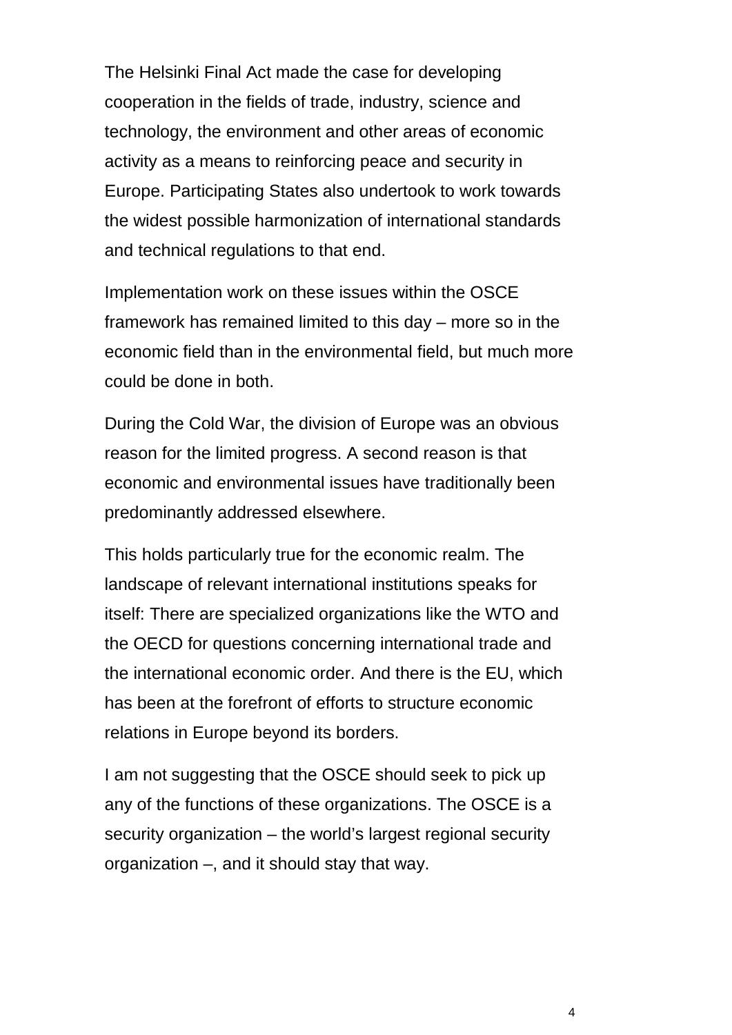The Helsinki Final Act made the case for developing cooperation in the fields of trade, industry, science and technology, the environment and other areas of economic activity as a means to reinforcing peace and security in Europe. Participating States also undertook to work towards the widest possible harmonization of international standards and technical regulations to that end.

Implementation work on these issues within the OSCE framework has remained limited to this day – more so in the economic field than in the environmental field, but much more could be done in both.

During the Cold War, the division of Europe was an obvious reason for the limited progress. A second reason is that economic and environmental issues have traditionally been predominantly addressed elsewhere.

This holds particularly true for the economic realm. The landscape of relevant international institutions speaks for itself: There are specialized organizations like the WTO and the OECD for questions concerning international trade and the international economic order. And there is the EU, which has been at the forefront of efforts to structure economic relations in Europe beyond its borders.

I am not suggesting that the OSCE should seek to pick up any of the functions of these organizations. The OSCE is a security organization – the world's largest regional security organization –, and it should stay that way.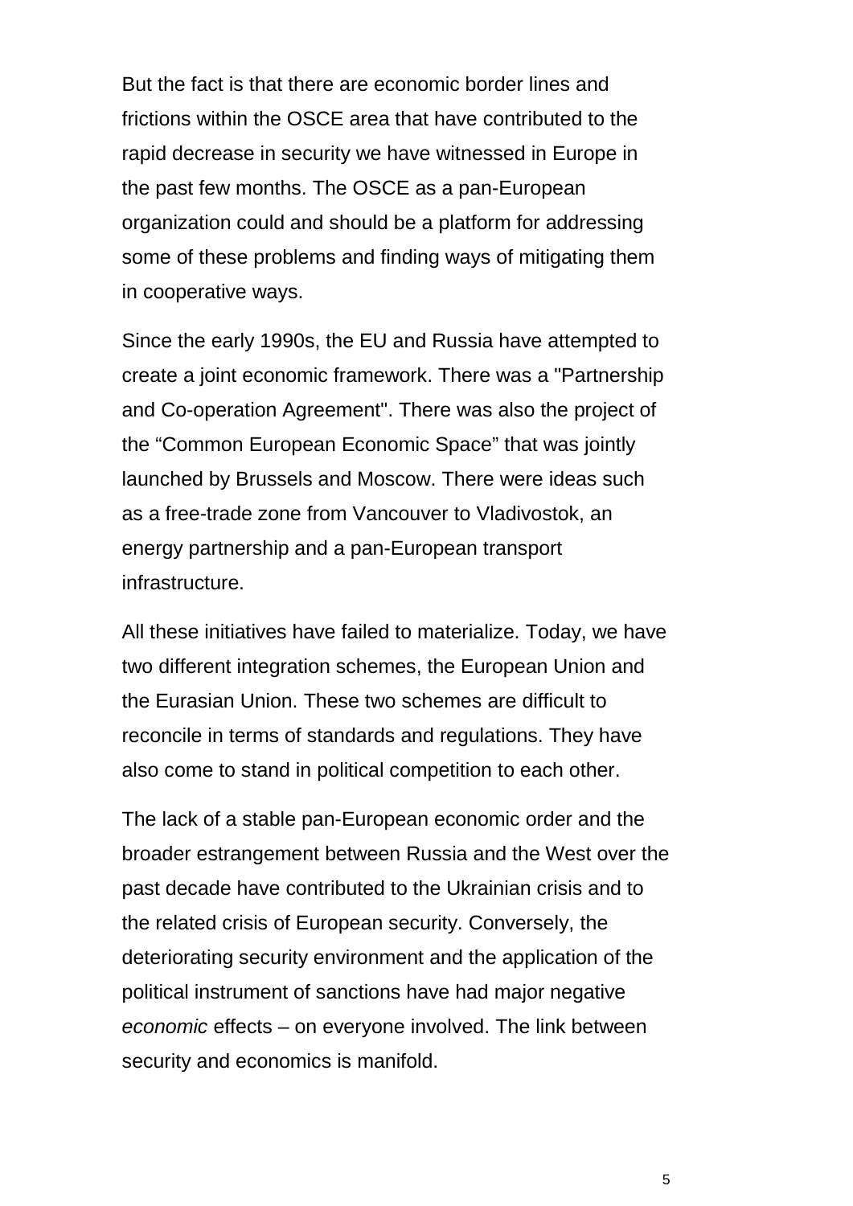But the fact is that there are economic border lines and frictions within the OSCE area that have contributed to the rapid decrease in security we have witnessed in Europe in the past few months. The OSCE as a pan-European organization could and should be a platform for addressing some of these problems and finding ways of mitigating them in cooperative ways.

Since the early 1990s, the EU and Russia have attempted to create a joint economic framework. There was a "Partnership and Co-operation Agreement". There was also the project of the “Common European Economic Space” that was jointly launched by Brussels and Moscow. There were ideas such as a free-trade zone from Vancouver to Vladivostok, an energy partnership and a pan-European transport infrastructure.

All these initiatives have failed to materialize. Today, we have two different integration schemes, the European Union and the Eurasian Union. These two schemes are difficult to reconcile in terms of standards and regulations. They have also come to stand in political competition to each other.

The lack of a stable pan-European economic order and the broader estrangement between Russia and the West over the past decade have contributed to the Ukrainian crisis and to the related crisis of European security. Conversely, the deteriorating security environment and the application of the political instrument of sanctions have had major negative *economic* effects – on everyone involved. The link between security and economics is manifold.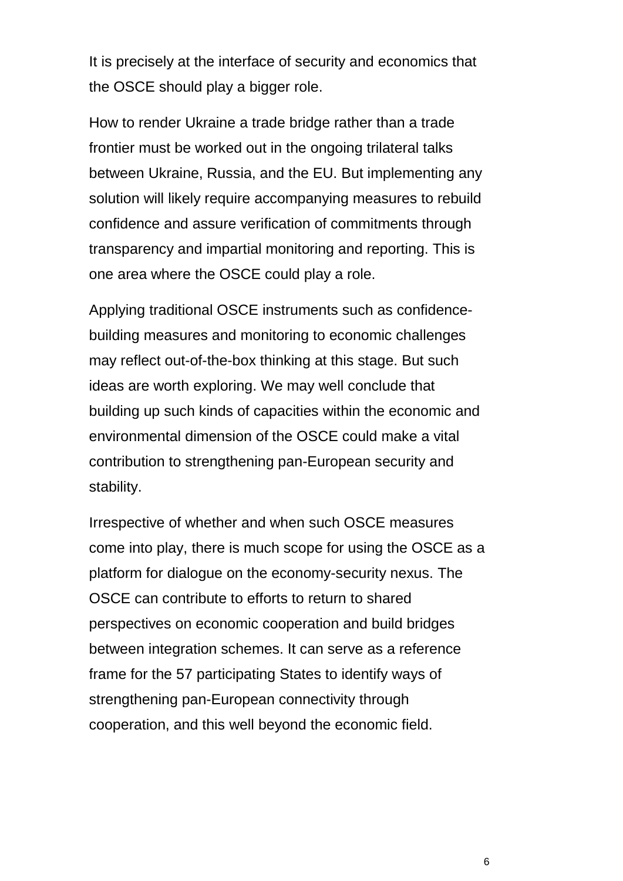It is precisely at the interface of security and economics that the OSCE should play a bigger role.

How to render Ukraine a trade bridge rather than a trade frontier must be worked out in the ongoing trilateral talks between Ukraine, Russia, and the EU. But implementing any solution will likely require accompanying measures to rebuild confidence and assure verification of commitments through transparency and impartial monitoring and reporting. This is one area where the OSCE could play a role.

Applying traditional OSCE instruments such as confidence-building measures and monitoring to economic challenges may reflect out-of-the-box thinking at this stage. But such ideas are worth exploring. We may well conclude that building up such kinds of capacities within the economic and environmental dimension of the OSCE could make a vital contribution to strengthening pan-European security and stability.

Irrespective of whether and when such OSCE measures come into play, there is much scope for using the OSCE as a platform for dialogue on the economy-security nexus. The OSCE can contribute to efforts to return to shared perspectives on economic cooperation and build bridges between integration schemes. It can serve as a reference frame for the 57 participating States to identify ways of strengthening pan-European connectivity through cooperation, and this well beyond the economic field.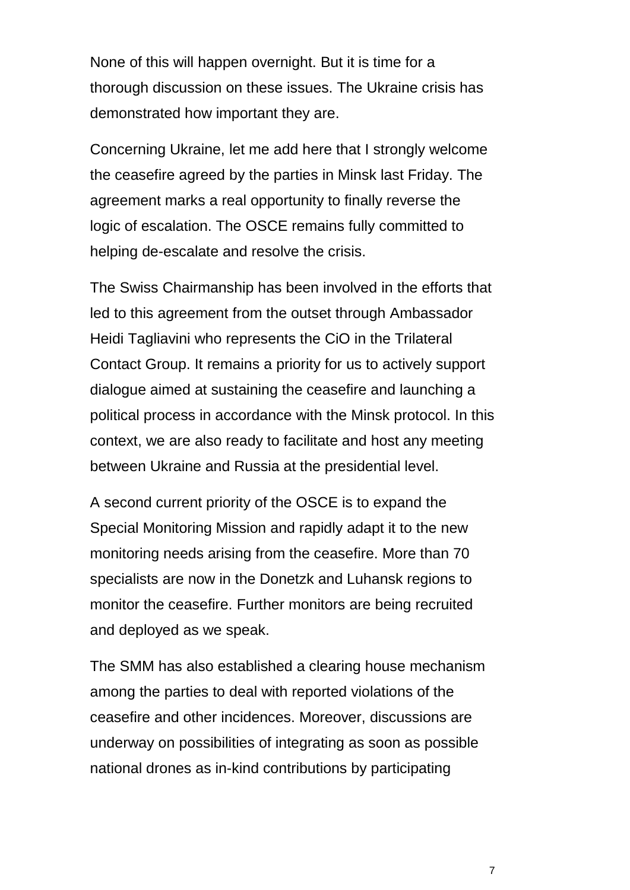None of this will happen overnight. But it is time for a thorough discussion on these issues. The Ukraine crisis has demonstrated how important they are.

Concerning Ukraine, let me add here that I strongly welcome the ceasefire agreed by the parties in Minsk last Friday. The agreement marks a real opportunity to finally reverse the logic of escalation. The OSCE remains fully committed to helping de-escalate and resolve the crisis.

The Swiss Chairmanship has been involved in the efforts that led to this agreement from the outset through Ambassador Heidi Tagliavini who represents the CiO in the Trilateral Contact Group. It remains a priority for us to actively support dialogue aimed at sustaining the ceasefire and launching a political process in accordance with the Minsk protocol. In this context, we are also ready to facilitate and host any meeting between Ukraine and Russia at the presidential level.

A second current priority of the OSCE is to expand the Special Monitoring Mission and rapidly adapt it to the new monitoring needs arising from the ceasefire. More than 70 specialists are now in the Donetzk and Luhansk regions to monitor the ceasefire. Further monitors are being recruited and deployed as we speak.

The SMM has also established a clearing house mechanism among the parties to deal with reported violations of the ceasefire and other incidences. Moreover, discussions are underway on possibilities of integrating as soon as possible national drones as in-kind contributions by participating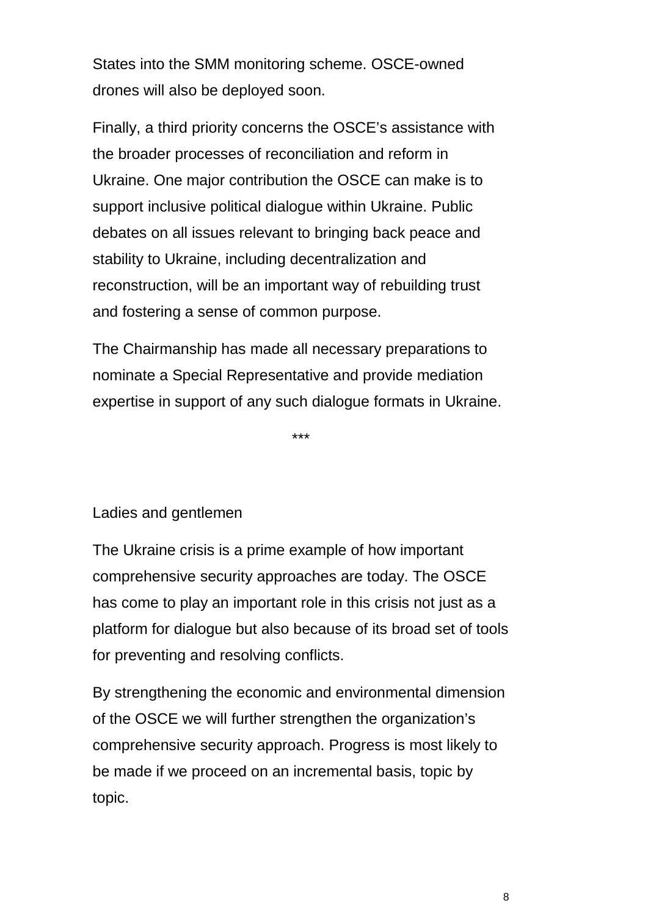States into the SMM monitoring scheme. OSCE-owned drones will also be deployed soon.

Finally, a third priority concerns the OSCE’s assistance with the broader processes of reconciliation and reform in Ukraine. One major contribution the OSCE can make is to support inclusive political dialogue within Ukraine. Public debates on all issues relevant to bringing back peace and stability to Ukraine, including decentralization and reconstruction, will be an important way of rebuilding trust and fostering a sense of common purpose.

The Chairmanship has made all necessary preparations to nominate a Special Representative and provide mediation expertise in support of any such dialogue formats in Ukraine.

***

Ladies and gentlemen

The Ukraine crisis is a prime example of how important comprehensive security approaches are today. The OSCE has come to play an important role in this crisis not just as a platform for dialogue but also because of its broad set of tools for preventing and resolving conflicts.

By strengthening the economic and environmental dimension of the OSCE we will further strengthen the organization’s comprehensive security approach. Progress is most likely to be made if we proceed on an incremental basis, topic by topic.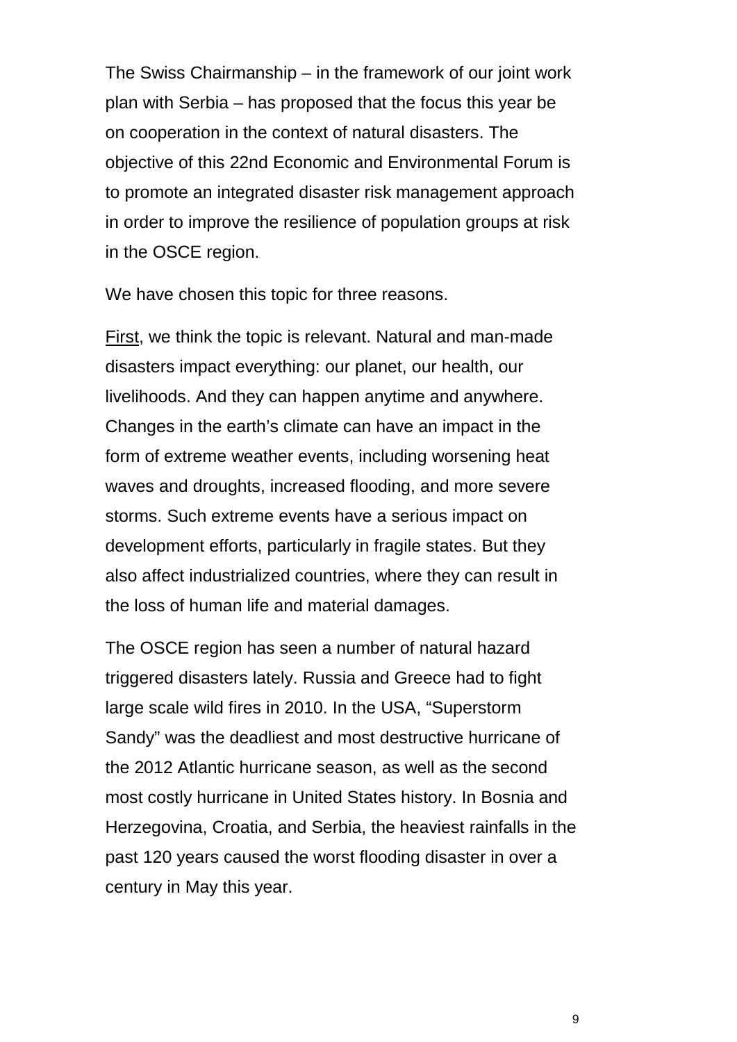The Swiss Chairmanship – in the framework of our joint work plan with Serbia – has proposed that the focus this year be on cooperation in the context of natural disasters. The objective of this 22nd Economic and Environmental Forum is to promote an integrated disaster risk management approach in order to improve the resilience of population groups at risk in the OSCE region.

We have chosen this topic for three reasons.

<u>First</u>, we think the topic is relevant. Natural and man-made disasters impact everything: our planet, our health, our livelihoods. And they can happen anytime and anywhere. Changes in the earth's climate can have an impact in the form of extreme weather events, including worsening heat waves and droughts, increased flooding, and more severe storms. Such extreme events have a serious impact on development efforts, particularly in fragile states. But they also affect industrialized countries, where they can result in the loss of human life and material damages.

The OSCE region has seen a number of natural hazard triggered disasters lately. Russia and Greece had to fight large scale wild fires in 2010. In the USA, "Superstorm Sandy" was the deadliest and most destructive hurricane of the 2012 Atlantic hurricane season, as well as the second most costly hurricane in United States history. In Bosnia and Herzegovina, Croatia, and Serbia, the heaviest rainfalls in the past 120 years caused the worst flooding disaster in over a century in May this year.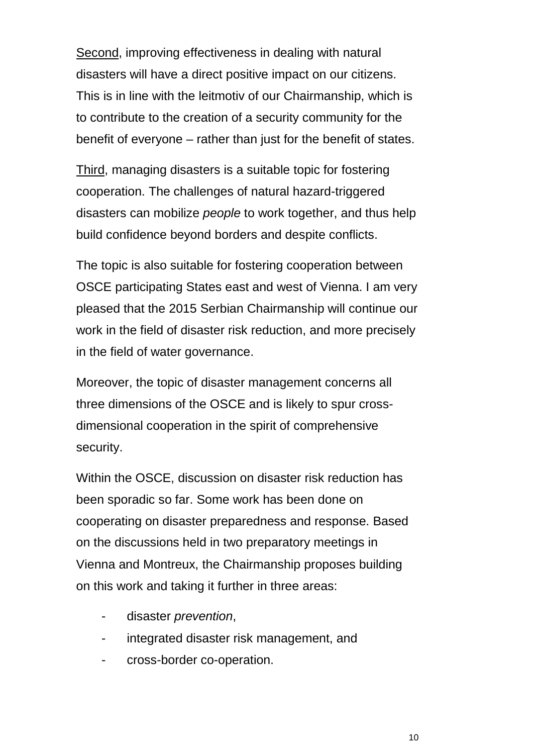<u>Second</u>, improving effectiveness in dealing with natural disasters will have a direct positive impact on our citizens. This is in line with the leitmotiv of our Chairmanship, which is to contribute to the creation of a security community for the benefit of everyone – rather than just for the benefit of states.

<u>Third</u>, managing disasters is a suitable topic for fostering cooperation. The challenges of natural hazard-triggered disasters can mobilize *people* to work together, and thus help build confidence beyond borders and despite conflicts.

The topic is also suitable for fostering cooperation between OSCE participating States east and west of Vienna. I am very pleased that the 2015 Serbian Chairmanship will continue our work in the field of disaster risk reduction, and more precisely in the field of water governance.

Moreover, the topic of disaster management concerns all three dimensions of the OSCE and is likely to spur cross-dimensional cooperation in the spirit of comprehensive security.

Within the OSCE, discussion on disaster risk reduction has been sporadic so far. Some work has been done on cooperating on disaster preparedness and response. Based on the discussions held in two preparatory meetings in Vienna and Montreux, the Chairmanship proposes building on this work and taking it further in three areas:

- disaster *prevention*,
- integrated disaster risk management, and
- cross-border co-operation.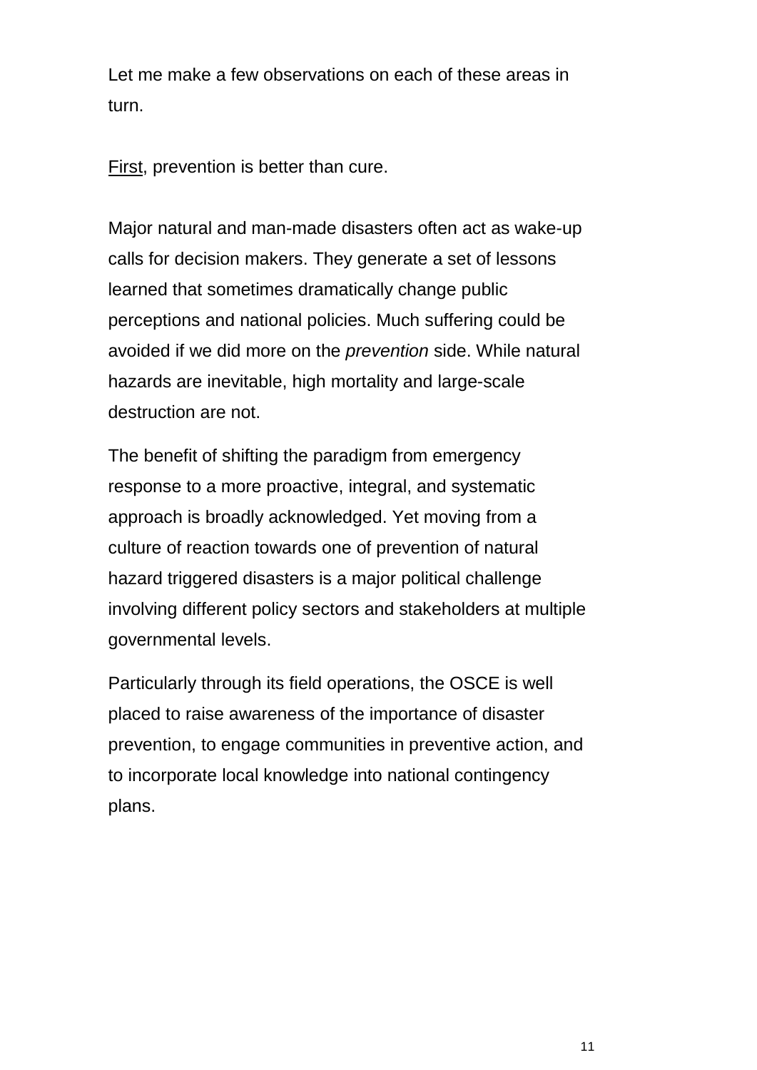Let me make a few observations on each of these areas in turn.

<u>First</u>, prevention is better than cure.

Major natural and man-made disasters often act as wake-up calls for decision makers. They generate a set of lessons learned that sometimes dramatically change public perceptions and national policies. Much suffering could be avoided if we did more on the *prevention* side. While natural hazards are inevitable, high mortality and large-scale destruction are not.

The benefit of shifting the paradigm from emergency response to a more proactive, integral, and systematic approach is broadly acknowledged. Yet moving from a culture of reaction towards one of prevention of natural hazard triggered disasters is a major political challenge involving different policy sectors and stakeholders at multiple governmental levels.

Particularly through its field operations, the OSCE is well placed to raise awareness of the importance of disaster prevention, to engage communities in preventive action, and to incorporate local knowledge into national contingency plans.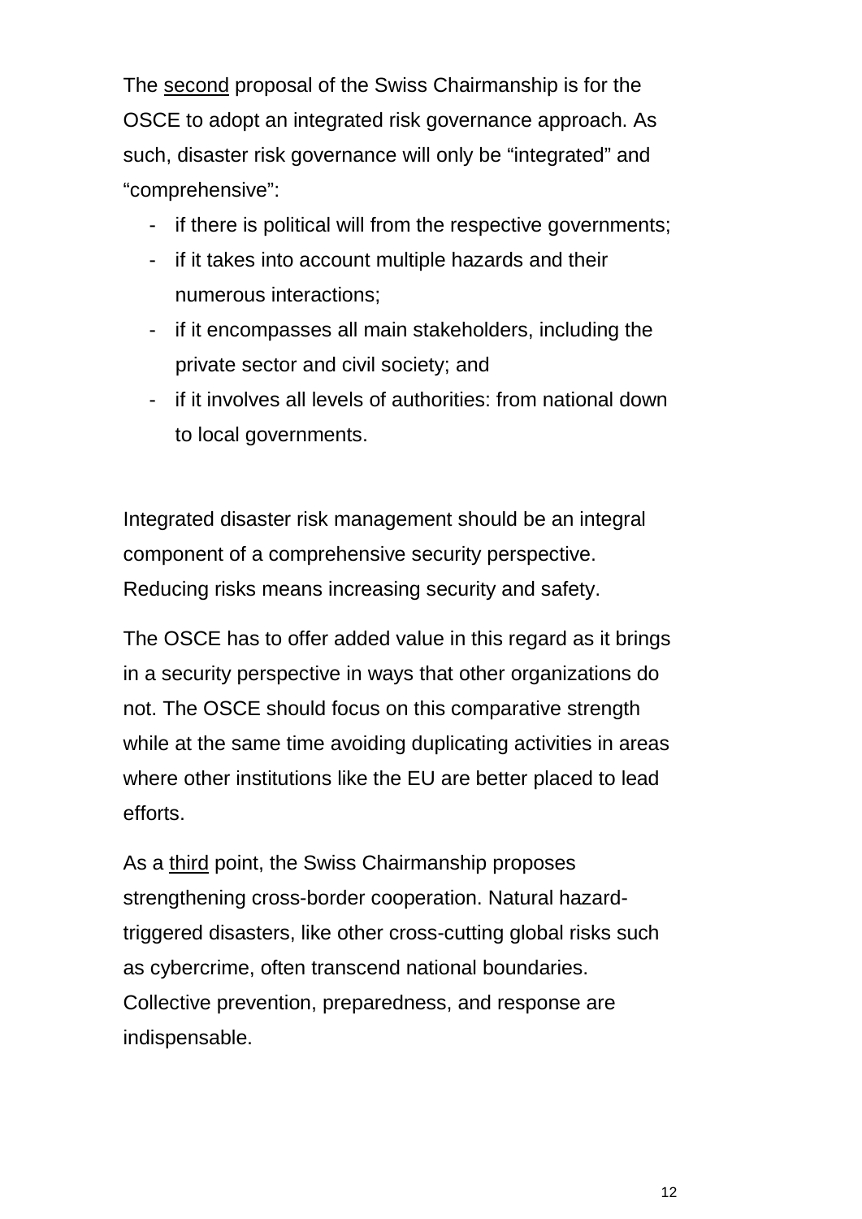The <u>second</u> proposal of the Swiss Chairmanship is for the OSCE to adopt an integrated risk governance approach. As such, disaster risk governance will only be "integrated" and "comprehensive":

- if there is political will from the respective governments;
- if it takes into account multiple hazards and their numerous interactions;
- if it encompasses all main stakeholders, including the private sector and civil society; and
- if it involves all levels of authorities: from national down to local governments.

Integrated disaster risk management should be an integral component of a comprehensive security perspective. Reducing risks means increasing security and safety.

The OSCE has to offer added value in this regard as it brings in a security perspective in ways that other organizations do not. The OSCE should focus on this comparative strength while at the same time avoiding duplicating activities in areas where other institutions like the EU are better placed to lead efforts.

As a <u>third</u> point, the Swiss Chairmanship proposes strengthening cross-border cooperation. Natural hazard-triggered disasters, like other cross-cutting global risks such as cybercrime, often transcend national boundaries. Collective prevention, preparedness, and response are indispensable.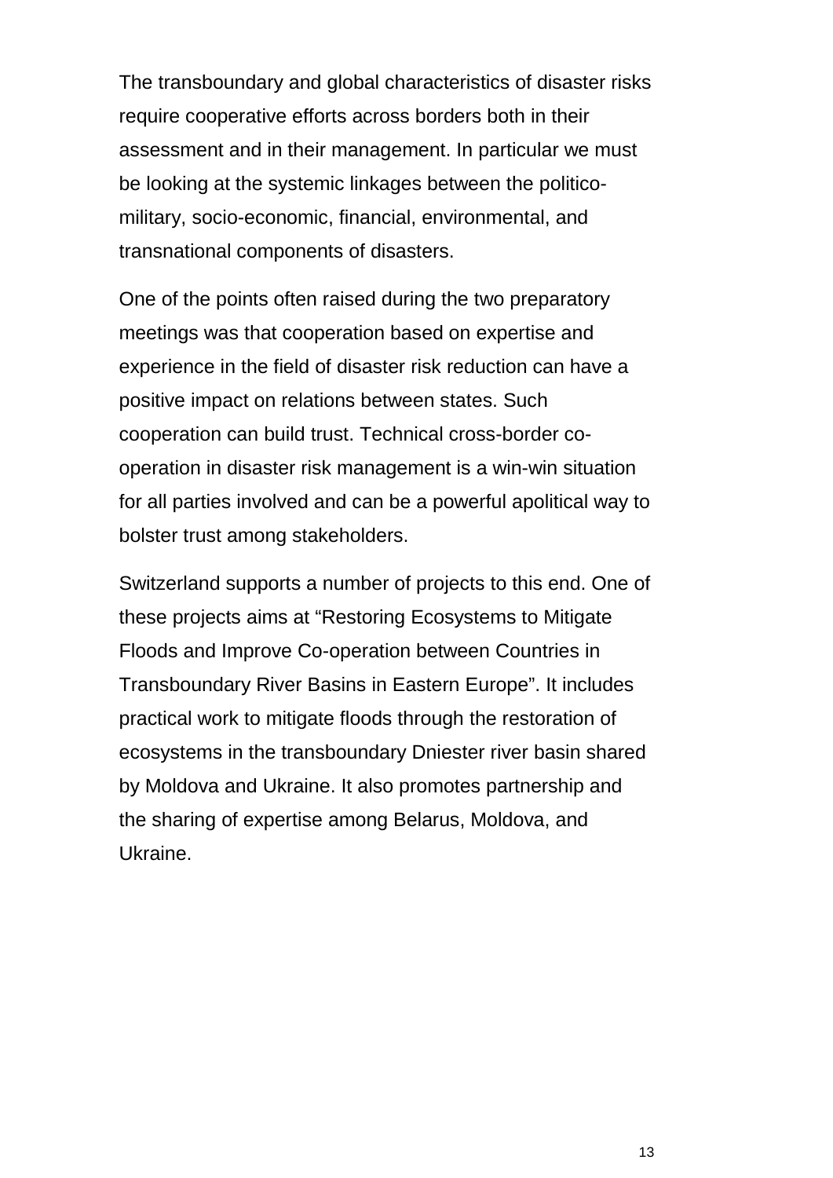The transboundary and global characteristics of disaster risks require cooperative efforts across borders both in their assessment and in their management. In particular we must be looking at the systemic linkages between the politico-military, socio-economic, financial, environmental, and transnational components of disasters.

One of the points often raised during the two preparatory meetings was that cooperation based on expertise and experience in the field of disaster risk reduction can have a positive impact on relations between states. Such cooperation can build trust. Technical cross-border co-operation in disaster risk management is a win-win situation for all parties involved and can be a powerful apolitical way to bolster trust among stakeholders.

Switzerland supports a number of projects to this end. One of these projects aims at “Restoring Ecosystems to Mitigate Floods and Improve Co-operation between Countries in Transboundary River Basins in Eastern Europe”. It includes practical work to mitigate floods through the restoration of ecosystems in the transboundary Dniester river basin shared by Moldova and Ukraine. It also promotes partnership and the sharing of expertise among Belarus, Moldova, and Ukraine.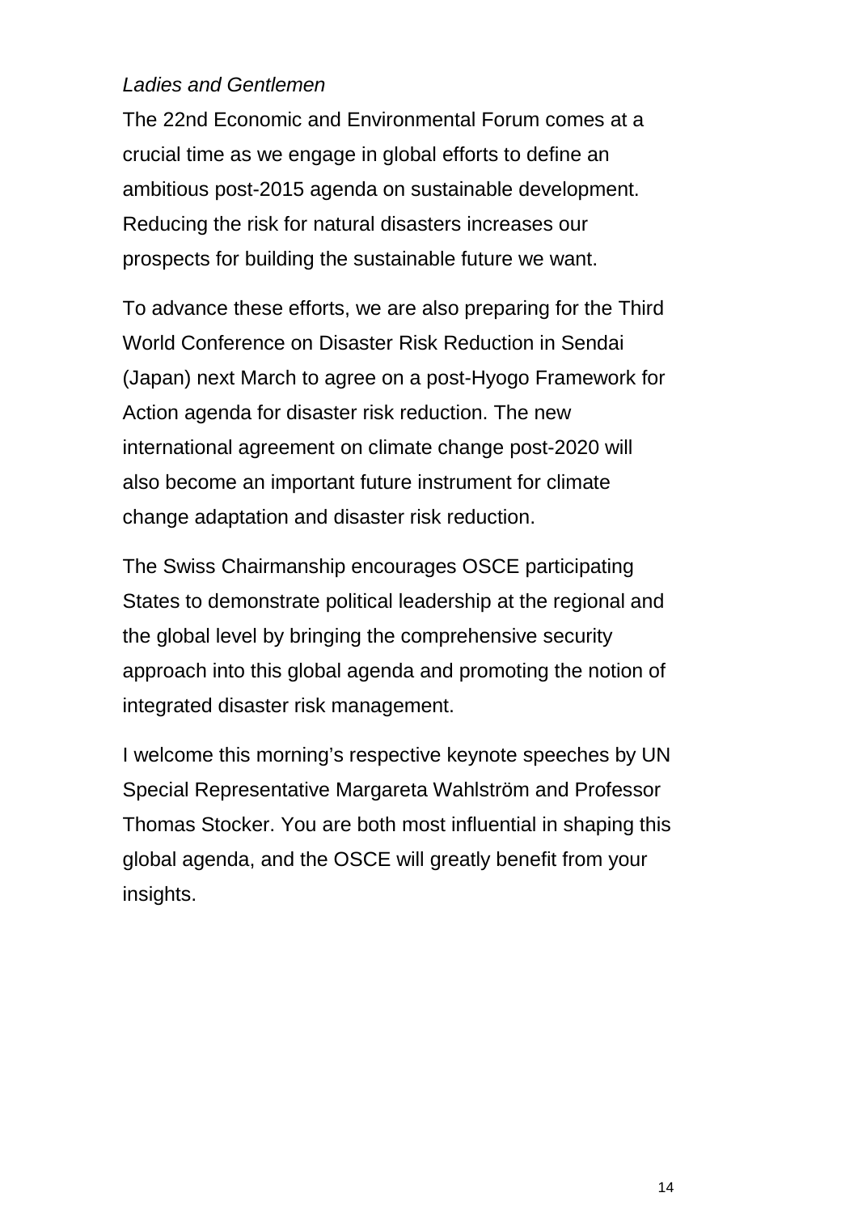*Ladies and Gentlemen*

The 22nd Economic and Environmental Forum comes at a crucial time as we engage in global efforts to define an ambitious post-2015 agenda on sustainable development. Reducing the risk for natural disasters increases our prospects for building the sustainable future we want.

To advance these efforts, we are also preparing for the Third World Conference on Disaster Risk Reduction in Sendai (Japan) next March to agree on a post-Hyogo Framework for Action agenda for disaster risk reduction. The new international agreement on climate change post-2020 will also become an important future instrument for climate change adaptation and disaster risk reduction.

The Swiss Chairmanship encourages OSCE participating States to demonstrate political leadership at the regional and the global level by bringing the comprehensive security approach into this global agenda and promoting the notion of integrated disaster risk management.

I welcome this morning's respective keynote speeches by UN Special Representative Margareta Wahlström and Professor Thomas Stocker. You are both most influential in shaping this global agenda, and the OSCE will greatly benefit from your insights.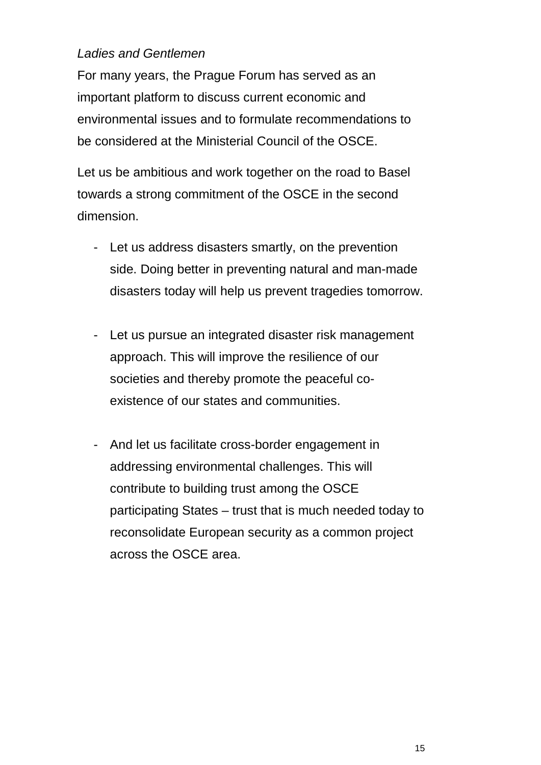*Ladies and Gentlemen*

For many years, the Prague Forum has served as an important platform to discuss current economic and environmental issues and to formulate recommendations to be considered at the Ministerial Council of the OSCE.

Let us be ambitious and work together on the road to Basel towards a strong commitment of the OSCE in the second dimension.

- Let us address disasters smartly, on the prevention side. Doing better in preventing natural and man-made disasters today will help us prevent tragedies tomorrow.

- Let us pursue an integrated disaster risk management approach. This will improve the resilience of our societies and thereby promote the peaceful co-existence of our states and communities.

- And let us facilitate cross-border engagement in addressing environmental challenges. This will contribute to building trust among the OSCE participating States – trust that is much needed today to reconsolidate European security as a common project across the OSCE area.